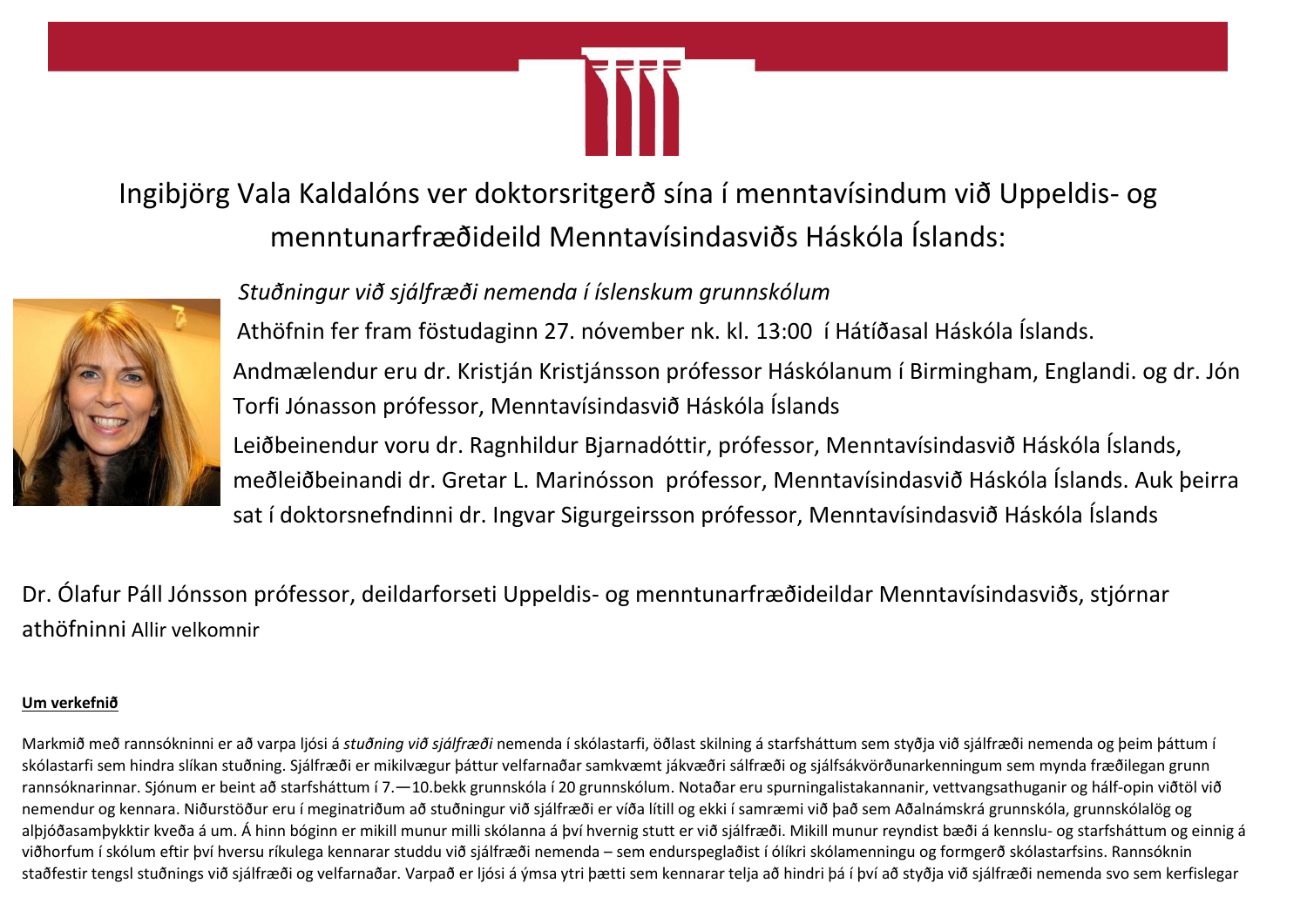# Ingibjörg Vala Kaldalóns ver doktorsritgerð sína í menntavísindum við Uppeldis- og menntunarfræðideild Menntavísindasviðs Háskóla Íslands:

*Stuðningur við sjálfræði nemenda í íslenskum grunnskólum*

Athöfnin fer fram föstudaginn 27. nóvember nk. kl. 13:00 í Hátíðasal Háskóla Íslands.

Andmælendur eru dr. Kristján Kristjánsson prófessor Háskólanum í Birmingham, Englandi. og dr. Jón Torfi Jónasson prófessor, Menntavísindasvið Háskóla Íslands

Leiðbeinendur voru dr. Ragnhildur Bjarnadóttir, prófessor, Menntavísindasvið Háskóla Íslands, meðleiðbeinandi dr. Gretar L. Marinósson prófessor, Menntavísindasvið Háskóla Íslands. Auk þeirra sat í doktorsnefndinni dr. Ingvar Sigurgeirsson prófessor, Menntavísindasvið Háskóla Íslands

Dr. Ólafur Páll Jónsson prófessor, deildarforseti Uppeldis- og menntunarfræðideildar Menntavísindasviðs, stjórnar athöfninni Allir velkomnir

**Um verkefnið**

Markmið með rannsókninni er að varpa ljósi á *stuðning við sjálfræði* nemenda í skólastarfi, öðlast skilning á starfsháttum sem styðja við sjálfræði nemenda og þeim þáttum í skólastarfi sem hindra slíkan stuðning. Sjálfræði er mikilvægur þáttur velfarnaðar samkvæmt jákvæðri sálfræði og sjálfsákvörðunarkenningum sem mynda fræðilegan grunn rannsóknarinnar. Sjónum er beint að starfsháttum í 7.—10.bekk grunnskóla í 20 grunnskólum. Notaðar eru spurningalistakannanir, vettvangsathuganir og hálf-opin viðtöl við nemendur og kennara. Niðurstöður eru í meginatriðum að stuðningur við sjálfræði er víða lítill og ekki í samræmi við það sem Aðalnámskrá grunnskóla, grunnskólalög og alþjóðasamþykktir kveða á um. Á hinn bóginn er mikill munur milli skólanna á því hvernig stutt er við sjálfræði. Mikill munur reyndist bæði á kennslu- og starfsháttum og einnig á viðhorfum í skólum eftir því hversu ríkulega kennarar studdu við sjálfræði nemenda – sem endurspeglaðist í ólíkri skólamenningu og formgerð skólastarfsins. Rannsóknin staðfestir tengsl stuðnings við sjálfræði og velfarnaðar. Varpað er ljósi á ýmsa ytri þætti sem kennarar telja að hindri þá í því að styðja við sjálfræði nemenda svo sem kerfislegar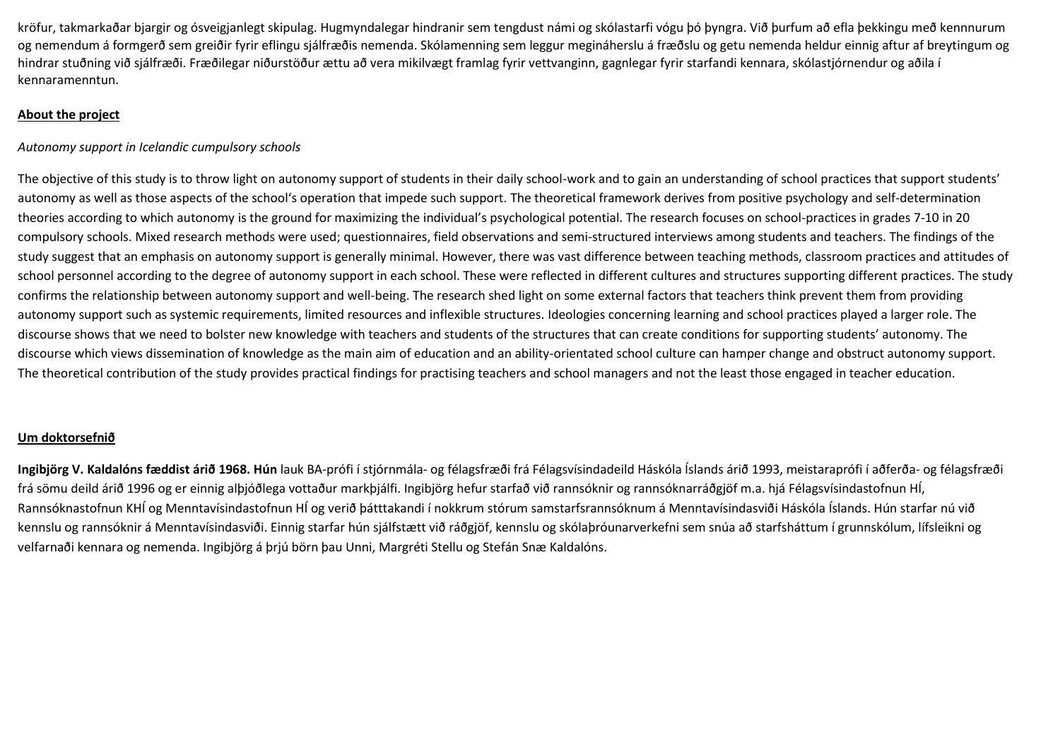kröfur, takmarkaðar bjargir og ósveigjanlegt skipulag. Hugmyndalegar hindranir sem tengdust námi og skólastarfi vógu þó þyngra. Við þurfum að efla þekkingu með kennnurum og nemendum á formgerð sem greiðir fyrir eflingu sjálfræðis nemenda. Skólamenning sem leggur megináherslu á fræðslu og getu nemenda heldur einnig aftur af breytingum og hindrar stuðning við sjálfræði. Fræðilegar niðurstöður ættu að vera mikilvægt framlag fyrir vettvanginn, gagnlegar fyrir starfandi kennara, skólastjórnendur og aðila í kennaramenntun.

**About the project**

*Autonomy support in Icelandic cumpulsory schools*

The objective of this study is to throw light on autonomy support of students in their daily school-work and to gain an understanding of school practices that support students' autonomy as well as those aspects of the school's operation that impede such support. The theoretical framework derives from positive psychology and self-determination theories according to which autonomy is the ground for maximizing the individual's psychological potential. The research focuses on school-practices in grades 7-10 in 20 compulsory schools. Mixed research methods were used; questionnaires, field observations and semi-structured interviews among students and teachers. The findings of the study suggest that an emphasis on autonomy support is generally minimal. However, there was vast difference between teaching methods, classroom practices and attitudes of school personnel according to the degree of autonomy support in each school. These were reflected in different cultures and structures supporting different practices. The study confirms the relationship between autonomy support and well-being. The research shed light on some external factors that teachers think prevent them from providing autonomy support such as systemic requirements, limited resources and inflexible structures. Ideologies concerning learning and school practices played a larger role. The discourse shows that we need to bolster new knowledge with teachers and students of the structures that can create conditions for supporting students' autonomy. The discourse which views dissemination of knowledge as the main aim of education and an ability-orientated school culture can hamper change and obstruct autonomy support. The theoretical contribution of the study provides practical findings for practising teachers and school managers and not the least those engaged in teacher education.

**Um doktorsefnið**

**Ingibjörg V. Kaldalóns fæddist árið 1968. Hún** lauk BA-prófi í stjórnmála- og félagsfræði frá Félagsvísindadeild Háskóla Íslands árið 1993, meistaraprófi í aðferða- og félagsfræði frá sömu deild árið 1996 og er einnig alþjóðlega vottaður markþjálfi. Ingibjörg hefur starfað við rannsóknir og rannsóknarráðgjöf m.a. hjá Félagsvísindastofnun HÍ, Rannsóknastofnun KHÍ og Menntavísindastofnun HÍ og verið þátttakandi í nokkrum stórum samstarfsrannsóknum á Menntavísindasviði Háskóla Íslands. Hún starfar nú við kennslu og rannsóknir á Menntavísindasviði. Einnig starfar hún sjálfstætt við ráðgjöf, kennslu og skólaþróunarverkefni sem snúa að starfsháttum í grunnskólum, lífsleikni og velfarnaði kennara og nemenda. Ingibjörg á þrjú börn þau Unni, Margréti Stellu og Stefán Snæ Kaldalóns.